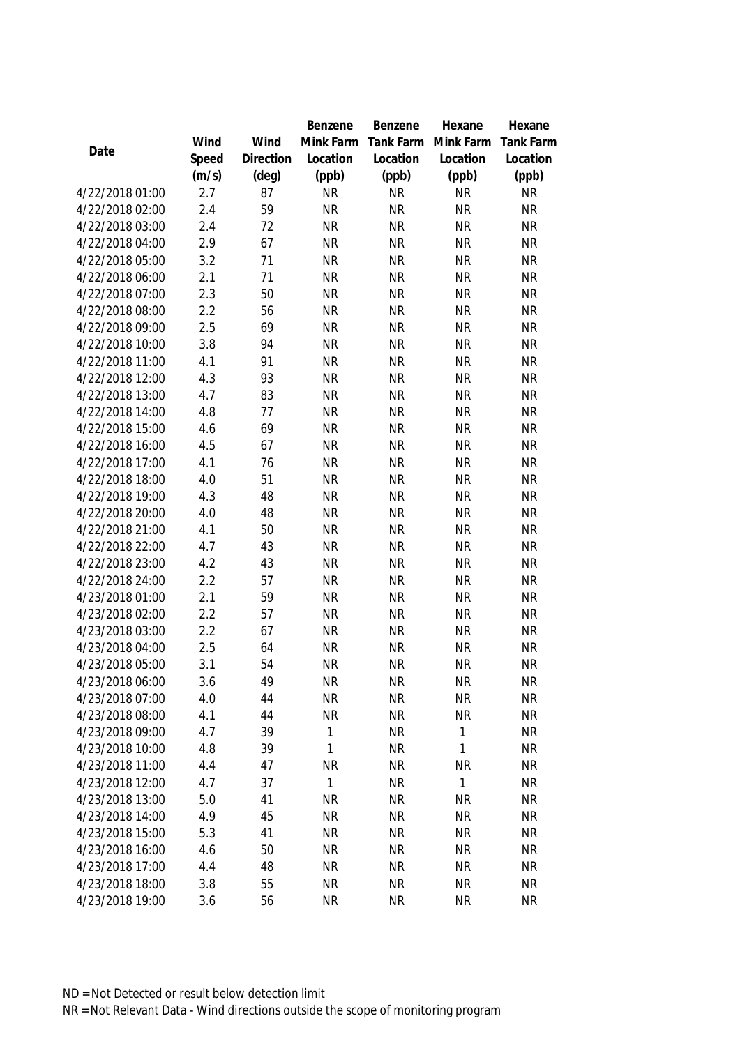| Date | Wind Speed (m/s) | Wind Direction (deg) | Benzene Mink Farm Location (ppb) | Benzene Tank Farm Location (ppb) | Hexane Mink Farm Location (ppb) | Hexane Tank Farm Location (ppb) |
|---|---|---|---|---|---|---|
| 4/22/2018 01:00 | 2.7 | 87 | NR | NR | NR | NR |
| 4/22/2018 02:00 | 2.4 | 59 | NR | NR | NR | NR |
| 4/22/2018 03:00 | 2.4 | 72 | NR | NR | NR | NR |
| 4/22/2018 04:00 | 2.9 | 67 | NR | NR | NR | NR |
| 4/22/2018 05:00 | 3.2 | 71 | NR | NR | NR | NR |
| 4/22/2018 06:00 | 2.1 | 71 | NR | NR | NR | NR |
| 4/22/2018 07:00 | 2.3 | 50 | NR | NR | NR | NR |
| 4/22/2018 08:00 | 2.2 | 56 | NR | NR | NR | NR |
| 4/22/2018 09:00 | 2.5 | 69 | NR | NR | NR | NR |
| 4/22/2018 10:00 | 3.8 | 94 | NR | NR | NR | NR |
| 4/22/2018 11:00 | 4.1 | 91 | NR | NR | NR | NR |
| 4/22/2018 12:00 | 4.3 | 93 | NR | NR | NR | NR |
| 4/22/2018 13:00 | 4.7 | 83 | NR | NR | NR | NR |
| 4/22/2018 14:00 | 4.8 | 77 | NR | NR | NR | NR |
| 4/22/2018 15:00 | 4.6 | 69 | NR | NR | NR | NR |
| 4/22/2018 16:00 | 4.5 | 67 | NR | NR | NR | NR |
| 4/22/2018 17:00 | 4.1 | 76 | NR | NR | NR | NR |
| 4/22/2018 18:00 | 4.0 | 51 | NR | NR | NR | NR |
| 4/22/2018 19:00 | 4.3 | 48 | NR | NR | NR | NR |
| 4/22/2018 20:00 | 4.0 | 48 | NR | NR | NR | NR |
| 4/22/2018 21:00 | 4.1 | 50 | NR | NR | NR | NR |
| 4/22/2018 22:00 | 4.7 | 43 | NR | NR | NR | NR |
| 4/22/2018 23:00 | 4.2 | 43 | NR | NR | NR | NR |
| 4/22/2018 24:00 | 2.2 | 57 | NR | NR | NR | NR |
| 4/23/2018 01:00 | 2.1 | 59 | NR | NR | NR | NR |
| 4/23/2018 02:00 | 2.2 | 57 | NR | NR | NR | NR |
| 4/23/2018 03:00 | 2.2 | 67 | NR | NR | NR | NR |
| 4/23/2018 04:00 | 2.5 | 64 | NR | NR | NR | NR |
| 4/23/2018 05:00 | 3.1 | 54 | NR | NR | NR | NR |
| 4/23/2018 06:00 | 3.6 | 49 | NR | NR | NR | NR |
| 4/23/2018 07:00 | 4.0 | 44 | NR | NR | NR | NR |
| 4/23/2018 08:00 | 4.1 | 44 | NR | NR | NR | NR |
| 4/23/2018 09:00 | 4.7 | 39 | 1 | NR | 1 | NR |
| 4/23/2018 10:00 | 4.8 | 39 | 1 | NR | 1 | NR |
| 4/23/2018 11:00 | 4.4 | 47 | NR | NR | NR | NR |
| 4/23/2018 12:00 | 4.7 | 37 | 1 | NR | 1 | NR |
| 4/23/2018 13:00 | 5.0 | 41 | NR | NR | NR | NR |
| 4/23/2018 14:00 | 4.9 | 45 | NR | NR | NR | NR |
| 4/23/2018 15:00 | 5.3 | 41 | NR | NR | NR | NR |
| 4/23/2018 16:00 | 4.6 | 50 | NR | NR | NR | NR |
| 4/23/2018 17:00 | 4.4 | 48 | NR | NR | NR | NR |
| 4/23/2018 18:00 | 3.8 | 55 | NR | NR | NR | NR |
| 4/23/2018 19:00 | 3.6 | 56 | NR | NR | NR | NR |

ND = Not Detected or result below detection limit
NR = Not Relevant Data - Wind directions outside the scope of monitoring program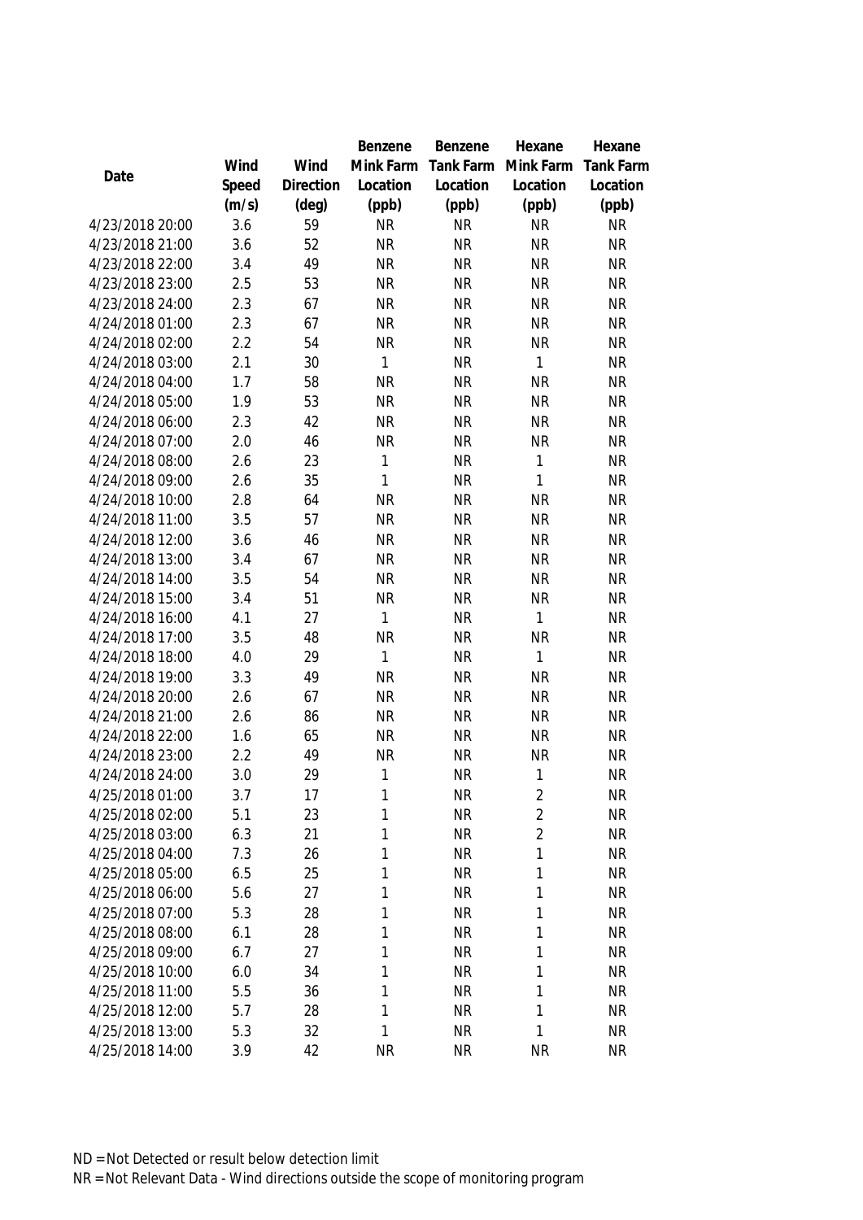| Date | Wind Speed (m/s) | Wind Direction (deg) | Benzene Mink Farm Location (ppb) | Benzene Tank Farm Location (ppb) | Hexane Mink Farm Location (ppb) | Hexane Tank Farm Location (ppb) |
|---|---|---|---|---|---|---|
| 4/23/2018 20:00 | 3.6 | 59 | NR | NR | NR | NR |
| 4/23/2018 21:00 | 3.6 | 52 | NR | NR | NR | NR |
| 4/23/2018 22:00 | 3.4 | 49 | NR | NR | NR | NR |
| 4/23/2018 23:00 | 2.5 | 53 | NR | NR | NR | NR |
| 4/23/2018 24:00 | 2.3 | 67 | NR | NR | NR | NR |
| 4/24/2018 01:00 | 2.3 | 67 | NR | NR | NR | NR |
| 4/24/2018 02:00 | 2.2 | 54 | NR | NR | NR | NR |
| 4/24/2018 03:00 | 2.1 | 30 | 1 | NR | 1 | NR |
| 4/24/2018 04:00 | 1.7 | 58 | NR | NR | NR | NR |
| 4/24/2018 05:00 | 1.9 | 53 | NR | NR | NR | NR |
| 4/24/2018 06:00 | 2.3 | 42 | NR | NR | NR | NR |
| 4/24/2018 07:00 | 2.0 | 46 | NR | NR | NR | NR |
| 4/24/2018 08:00 | 2.6 | 23 | 1 | NR | 1 | NR |
| 4/24/2018 09:00 | 2.6 | 35 | 1 | NR | 1 | NR |
| 4/24/2018 10:00 | 2.8 | 64 | NR | NR | NR | NR |
| 4/24/2018 11:00 | 3.5 | 57 | NR | NR | NR | NR |
| 4/24/2018 12:00 | 3.6 | 46 | NR | NR | NR | NR |
| 4/24/2018 13:00 | 3.4 | 67 | NR | NR | NR | NR |
| 4/24/2018 14:00 | 3.5 | 54 | NR | NR | NR | NR |
| 4/24/2018 15:00 | 3.4 | 51 | NR | NR | NR | NR |
| 4/24/2018 16:00 | 4.1 | 27 | 1 | NR | 1 | NR |
| 4/24/2018 17:00 | 3.5 | 48 | NR | NR | NR | NR |
| 4/24/2018 18:00 | 4.0 | 29 | 1 | NR | 1 | NR |
| 4/24/2018 19:00 | 3.3 | 49 | NR | NR | NR | NR |
| 4/24/2018 20:00 | 2.6 | 67 | NR | NR | NR | NR |
| 4/24/2018 21:00 | 2.6 | 86 | NR | NR | NR | NR |
| 4/24/2018 22:00 | 1.6 | 65 | NR | NR | NR | NR |
| 4/24/2018 23:00 | 2.2 | 49 | NR | NR | NR | NR |
| 4/24/2018 24:00 | 3.0 | 29 | 1 | NR | 1 | NR |
| 4/25/2018 01:00 | 3.7 | 17 | 1 | NR | 2 | NR |
| 4/25/2018 02:00 | 5.1 | 23 | 1 | NR | 2 | NR |
| 4/25/2018 03:00 | 6.3 | 21 | 1 | NR | 2 | NR |
| 4/25/2018 04:00 | 7.3 | 26 | 1 | NR | 1 | NR |
| 4/25/2018 05:00 | 6.5 | 25 | 1 | NR | 1 | NR |
| 4/25/2018 06:00 | 5.6 | 27 | 1 | NR | 1 | NR |
| 4/25/2018 07:00 | 5.3 | 28 | 1 | NR | 1 | NR |
| 4/25/2018 08:00 | 6.1 | 28 | 1 | NR | 1 | NR |
| 4/25/2018 09:00 | 6.7 | 27 | 1 | NR | 1 | NR |
| 4/25/2018 10:00 | 6.0 | 34 | 1 | NR | 1 | NR |
| 4/25/2018 11:00 | 5.5 | 36 | 1 | NR | 1 | NR |
| 4/25/2018 12:00 | 5.7 | 28 | 1 | NR | 1 | NR |
| 4/25/2018 13:00 | 5.3 | 32 | 1 | NR | 1 | NR |
| 4/25/2018 14:00 | 3.9 | 42 | NR | NR | NR | NR |

ND = Not Detected or result below detection limit

NR = Not Relevant Data - Wind directions outside the scope of monitoring program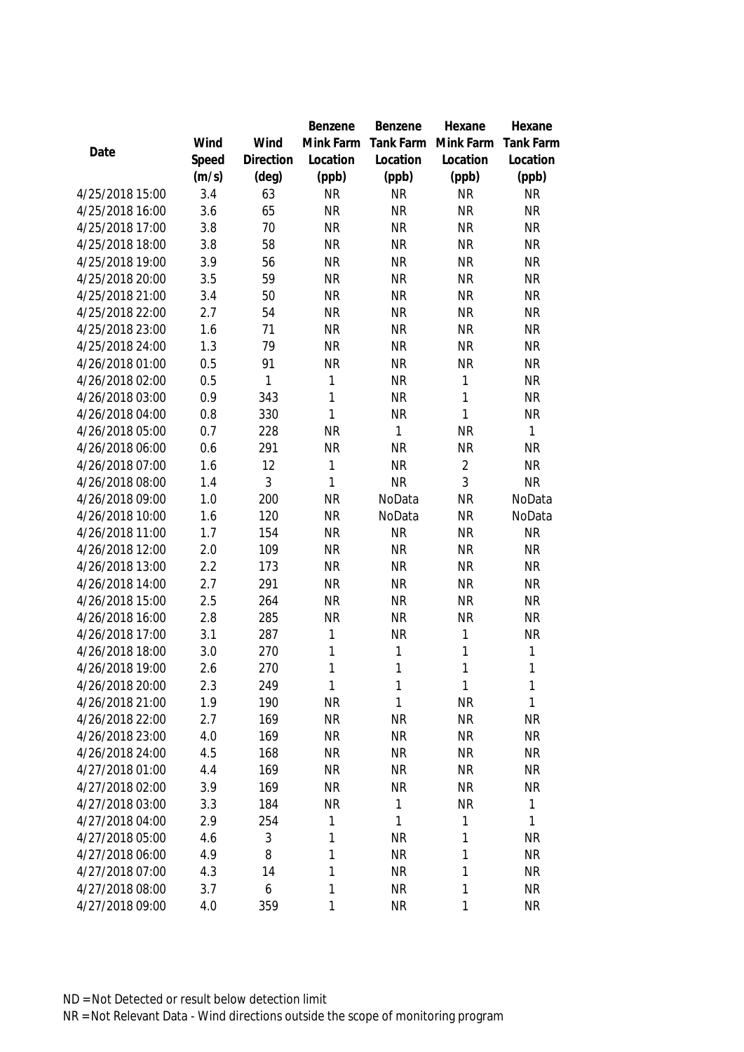| Date | Wind Speed (m/s) | Wind Direction (deg) | Benzene Mink Farm Location (ppb) | Benzene Tank Farm Location (ppb) | Hexane Mink Farm Location (ppb) | Hexane Tank Farm Location (ppb) |
|---|---|---|---|---|---|---|
| 4/25/2018 15:00 | 3.4 | 63 | NR | NR | NR | NR |
| 4/25/2018 16:00 | 3.6 | 65 | NR | NR | NR | NR |
| 4/25/2018 17:00 | 3.8 | 70 | NR | NR | NR | NR |
| 4/25/2018 18:00 | 3.8 | 58 | NR | NR | NR | NR |
| 4/25/2018 19:00 | 3.9 | 56 | NR | NR | NR | NR |
| 4/25/2018 20:00 | 3.5 | 59 | NR | NR | NR | NR |
| 4/25/2018 21:00 | 3.4 | 50 | NR | NR | NR | NR |
| 4/25/2018 22:00 | 2.7 | 54 | NR | NR | NR | NR |
| 4/25/2018 23:00 | 1.6 | 71 | NR | NR | NR | NR |
| 4/25/2018 24:00 | 1.3 | 79 | NR | NR | NR | NR |
| 4/26/2018 01:00 | 0.5 | 91 | NR | NR | NR | NR |
| 4/26/2018 02:00 | 0.5 | 1 | 1 | NR | 1 | NR |
| 4/26/2018 03:00 | 0.9 | 343 | 1 | NR | 1 | NR |
| 4/26/2018 04:00 | 0.8 | 330 | 1 | NR | 1 | NR |
| 4/26/2018 05:00 | 0.7 | 228 | NR | 1 | NR | 1 |
| 4/26/2018 06:00 | 0.6 | 291 | NR | NR | NR | NR |
| 4/26/2018 07:00 | 1.6 | 12 | 1 | NR | 2 | NR |
| 4/26/2018 08:00 | 1.4 | 3 | 1 | NR | 3 | NR |
| 4/26/2018 09:00 | 1.0 | 200 | NR | NoData | NR | NoData |
| 4/26/2018 10:00 | 1.6 | 120 | NR | NoData | NR | NoData |
| 4/26/2018 11:00 | 1.7 | 154 | NR | NR | NR | NR |
| 4/26/2018 12:00 | 2.0 | 109 | NR | NR | NR | NR |
| 4/26/2018 13:00 | 2.2 | 173 | NR | NR | NR | NR |
| 4/26/2018 14:00 | 2.7 | 291 | NR | NR | NR | NR |
| 4/26/2018 15:00 | 2.5 | 264 | NR | NR | NR | NR |
| 4/26/2018 16:00 | 2.8 | 285 | NR | NR | NR | NR |
| 4/26/2018 17:00 | 3.1 | 287 | 1 | NR | 1 | NR |
| 4/26/2018 18:00 | 3.0 | 270 | 1 | 1 | 1 | 1 |
| 4/26/2018 19:00 | 2.6 | 270 | 1 | 1 | 1 | 1 |
| 4/26/2018 20:00 | 2.3 | 249 | 1 | 1 | 1 | 1 |
| 4/26/2018 21:00 | 1.9 | 190 | NR | 1 | NR | 1 |
| 4/26/2018 22:00 | 2.7 | 169 | NR | NR | NR | NR |
| 4/26/2018 23:00 | 4.0 | 169 | NR | NR | NR | NR |
| 4/26/2018 24:00 | 4.5 | 168 | NR | NR | NR | NR |
| 4/27/2018 01:00 | 4.4 | 169 | NR | NR | NR | NR |
| 4/27/2018 02:00 | 3.9 | 169 | NR | NR | NR | NR |
| 4/27/2018 03:00 | 3.3 | 184 | NR | 1 | NR | 1 |
| 4/27/2018 04:00 | 2.9 | 254 | 1 | 1 | 1 | 1 |
| 4/27/2018 05:00 | 4.6 | 3 | 1 | NR | 1 | NR |
| 4/27/2018 06:00 | 4.9 | 8 | 1 | NR | 1 | NR |
| 4/27/2018 07:00 | 4.3 | 14 | 1 | NR | 1 | NR |
| 4/27/2018 08:00 | 3.7 | 6 | 1 | NR | 1 | NR |
| 4/27/2018 09:00 | 4.0 | 359 | 1 | NR | 1 | NR |

ND = Not Detected or result below detection limit
NR = Not Relevant Data - Wind directions outside the scope of monitoring program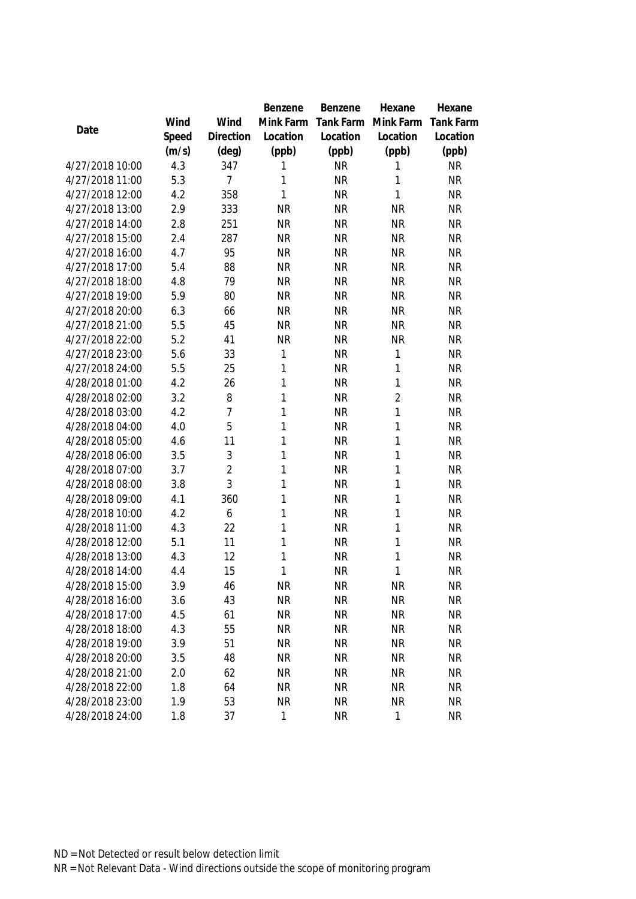| Date | Wind Speed (m/s) | Wind Direction (deg) | Benzene Mink Farm Location (ppb) | Benzene Tank Farm Location (ppb) | Hexane Mink Farm Location (ppb) | Hexane Tank Farm Location (ppb) |
|---|---|---|---|---|---|---|
| 4/27/2018 10:00 | 4.3 | 347 | 1 | NR | 1 | NR |
| 4/27/2018 11:00 | 5.3 | 7 | 1 | NR | 1 | NR |
| 4/27/2018 12:00 | 4.2 | 358 | 1 | NR | 1 | NR |
| 4/27/2018 13:00 | 2.9 | 333 | NR | NR | NR | NR |
| 4/27/2018 14:00 | 2.8 | 251 | NR | NR | NR | NR |
| 4/27/2018 15:00 | 2.4 | 287 | NR | NR | NR | NR |
| 4/27/2018 16:00 | 4.7 | 95 | NR | NR | NR | NR |
| 4/27/2018 17:00 | 5.4 | 88 | NR | NR | NR | NR |
| 4/27/2018 18:00 | 4.8 | 79 | NR | NR | NR | NR |
| 4/27/2018 19:00 | 5.9 | 80 | NR | NR | NR | NR |
| 4/27/2018 20:00 | 6.3 | 66 | NR | NR | NR | NR |
| 4/27/2018 21:00 | 5.5 | 45 | NR | NR | NR | NR |
| 4/27/2018 22:00 | 5.2 | 41 | NR | NR | NR | NR |
| 4/27/2018 23:00 | 5.6 | 33 | 1 | NR | 1 | NR |
| 4/27/2018 24:00 | 5.5 | 25 | 1 | NR | 1 | NR |
| 4/28/2018 01:00 | 4.2 | 26 | 1 | NR | 1 | NR |
| 4/28/2018 02:00 | 3.2 | 8 | 1 | NR | 2 | NR |
| 4/28/2018 03:00 | 4.2 | 7 | 1 | NR | 1 | NR |
| 4/28/2018 04:00 | 4.0 | 5 | 1 | NR | 1 | NR |
| 4/28/2018 05:00 | 4.6 | 11 | 1 | NR | 1 | NR |
| 4/28/2018 06:00 | 3.5 | 3 | 1 | NR | 1 | NR |
| 4/28/2018 07:00 | 3.7 | 2 | 1 | NR | 1 | NR |
| 4/28/2018 08:00 | 3.8 | 3 | 1 | NR | 1 | NR |
| 4/28/2018 09:00 | 4.1 | 360 | 1 | NR | 1 | NR |
| 4/28/2018 10:00 | 4.2 | 6 | 1 | NR | 1 | NR |
| 4/28/2018 11:00 | 4.3 | 22 | 1 | NR | 1 | NR |
| 4/28/2018 12:00 | 5.1 | 11 | 1 | NR | 1 | NR |
| 4/28/2018 13:00 | 4.3 | 12 | 1 | NR | 1 | NR |
| 4/28/2018 14:00 | 4.4 | 15 | 1 | NR | 1 | NR |
| 4/28/2018 15:00 | 3.9 | 46 | NR | NR | NR | NR |
| 4/28/2018 16:00 | 3.6 | 43 | NR | NR | NR | NR |
| 4/28/2018 17:00 | 4.5 | 61 | NR | NR | NR | NR |
| 4/28/2018 18:00 | 4.3 | 55 | NR | NR | NR | NR |
| 4/28/2018 19:00 | 3.9 | 51 | NR | NR | NR | NR |
| 4/28/2018 20:00 | 3.5 | 48 | NR | NR | NR | NR |
| 4/28/2018 21:00 | 2.0 | 62 | NR | NR | NR | NR |
| 4/28/2018 22:00 | 1.8 | 64 | NR | NR | NR | NR |
| 4/28/2018 23:00 | 1.9 | 53 | NR | NR | NR | NR |
| 4/28/2018 24:00 | 1.8 | 37 | 1 | NR | 1 | NR |

ND = Not Detected or result below detection limit

NR = Not Relevant Data - Wind directions outside the scope of monitoring program